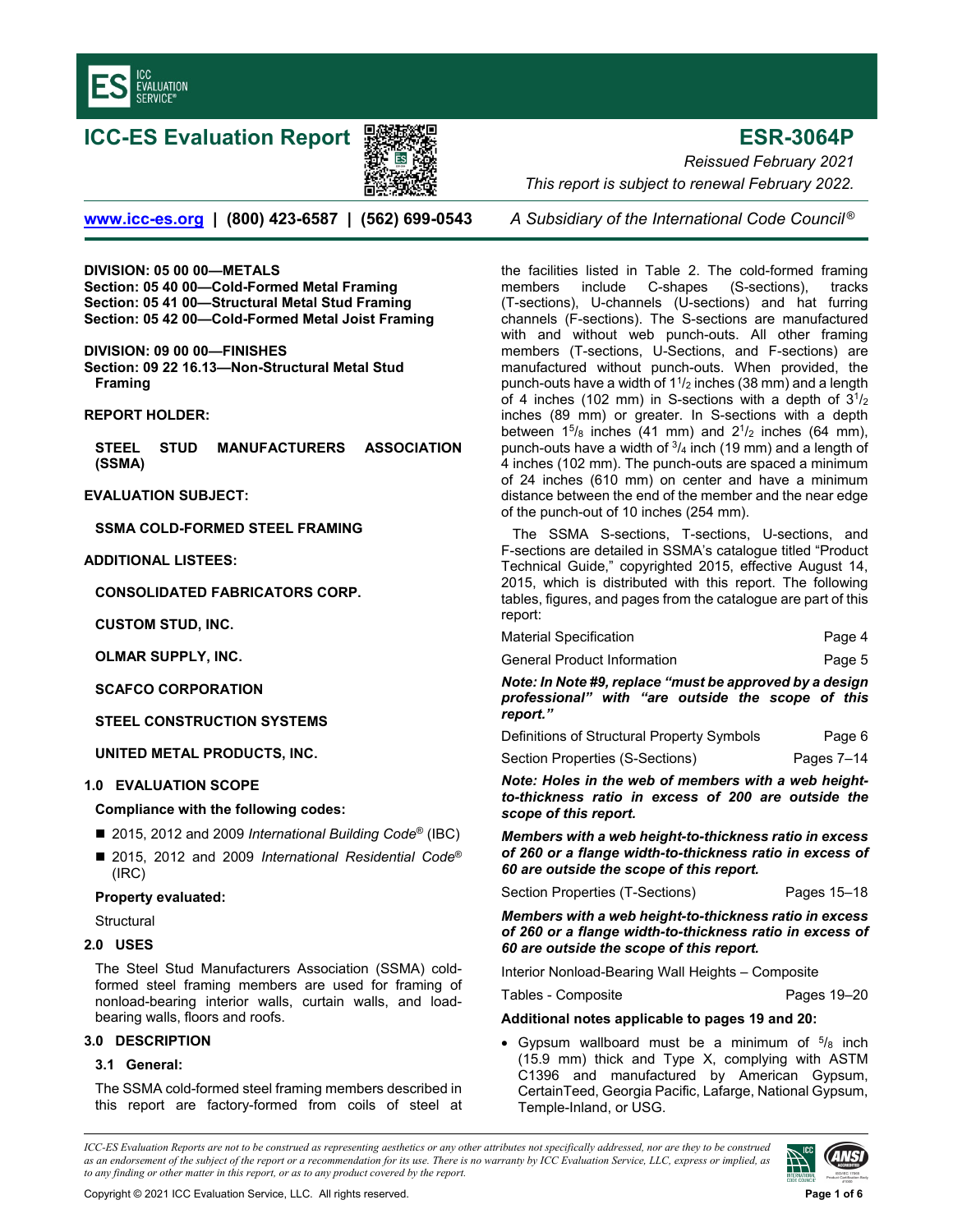# ICC-ES Evaluation Report

## ESR-3064P

*Reissued February 2021*

*This report is subject to renewal February 2022.*

www.icc-es.org | (800) 423-6587 | (562) 699-0543 *A Subsidiary of the International Code Council®*

**DIVISION: 05 00 00—METALS**
**Section: 05 40 00—Cold-Formed Metal Framing**
**Section: 05 41 00—Structural Metal Stud Framing**
**Section: 05 42 00—Cold-Formed Metal Joist Framing**

**DIVISION: 09 00 00—FINISHES**
**Section: 09 22 16.13—Non-Structural Metal Stud Framing**

**REPORT HOLDER:**

**STEEL STUD MANUFACTURERS ASSOCIATION (SSMA)**

**EVALUATION SUBJECT:**

**SSMA COLD-FORMED STEEL FRAMING**

**ADDITIONAL LISTEES:**

**CONSOLIDATED FABRICATORS CORP.**

**CUSTOM STUD, INC.**

**OLMAR SUPPLY, INC.**

**SCAFCO CORPORATION**

**STEEL CONSTRUCTION SYSTEMS**

**UNITED METAL PRODUCTS, INC.**

## 1.0 EVALUATION SCOPE

**Compliance with the following codes:**

- 2015, 2012 and 2009 *International Building Code®* (IBC)
- 2015, 2012 and 2009 *International Residential Code®* (IRC)

**Property evaluated:**

Structural

## 2.0 USES

The Steel Stud Manufacturers Association (SSMA) cold-formed steel framing members are used for framing of nonload-bearing interior walls, curtain walls, and load-bearing walls, floors and roofs.

## 3.0 DESCRIPTION

### 3.1 General:

The SSMA cold-formed steel framing members described in this report are factory-formed from coils of steel at the facilities listed in Table 2. The cold-formed framing members include C-shapes (S-sections), tracks (T-sections), U-channels (U-sections) and hat furring channels (F-sections). The S-sections are manufactured with and without web punch-outs. All other framing members (T-sections, U-Sections, and F-sections) are manufactured without punch-outs. When provided, the punch-outs have a width of 1$^1/_2$ inches (38 mm) and a length of 4 inches (102 mm) in S-sections with a depth of 3$^1/_2$ inches (89 mm) or greater. In S-sections with a depth between 1$^5/_8$ inches (41 mm) and 2$^1/_2$ inches (64 mm), punch-outs have a width of $^3/_4$ inch (19 mm) and a length of 4 inches (102 mm). The punch-outs are spaced a minimum of 24 inches (610 mm) on center and have a minimum distance between the end of the member and the near edge of the punch-out of 10 inches (254 mm).

The SSMA S-sections, T-sections, U-sections, and F-sections are detailed in SSMA's catalogue titled "Product Technical Guide," copyrighted 2015, effective August 14, 2015, which is distributed with this report. The following tables, figures, and pages from the catalogue are part of this report:

| | |
|---|---|
| Material Specification | Page 4 |
| General Product Information | Page 5 |

***Note: In Note #9, replace "must be approved by a design professional" with "are outside the scope of this report."***

| | |
|---|---|
| Definitions of Structural Property Symbols | Page 6 |
| Section Properties (S-Sections) | Pages 7–14 |

***Note: Holes in the web of members with a web height-to-thickness ratio in excess of 200 are outside the scope of this report.***

***Members with a web height-to-thickness ratio in excess of 260 or a flange width-to-thickness ratio in excess of 60 are outside the scope of this report.***

| | |
|---|---|
| Section Properties (T-Sections) | Pages 15–18 |

***Members with a web height-to-thickness ratio in excess of 260 or a flange width-to-thickness ratio in excess of 60 are outside the scope of this report.***

| | |
|---|---|
| Interior Nonload-Bearing Wall Heights – Composite | |
| Tables - Composite | Pages 19–20 |

**Additional notes applicable to pages 19 and 20:**

- Gypsum wallboard must be a minimum of $^5/_8$ inch (15.9 mm) thick and Type X, complying with ASTM C1396 and manufactured by American Gypsum, CertainTeed, Georgia Pacific, Lafarge, National Gypsum, Temple-Inland, or USG.

*ICC-ES Evaluation Reports are not to be construed as representing aesthetics or any other attributes not specifically addressed, nor are they to be construed as an endorsement of the subject of the report or a recommendation for its use. There is no warranty by ICC Evaluation Service, LLC, express or implied, as to any finding or other matter in this report, or as to any product covered by the report.*

Copyright © 2021 ICC Evaluation Service, LLC. All rights reserved.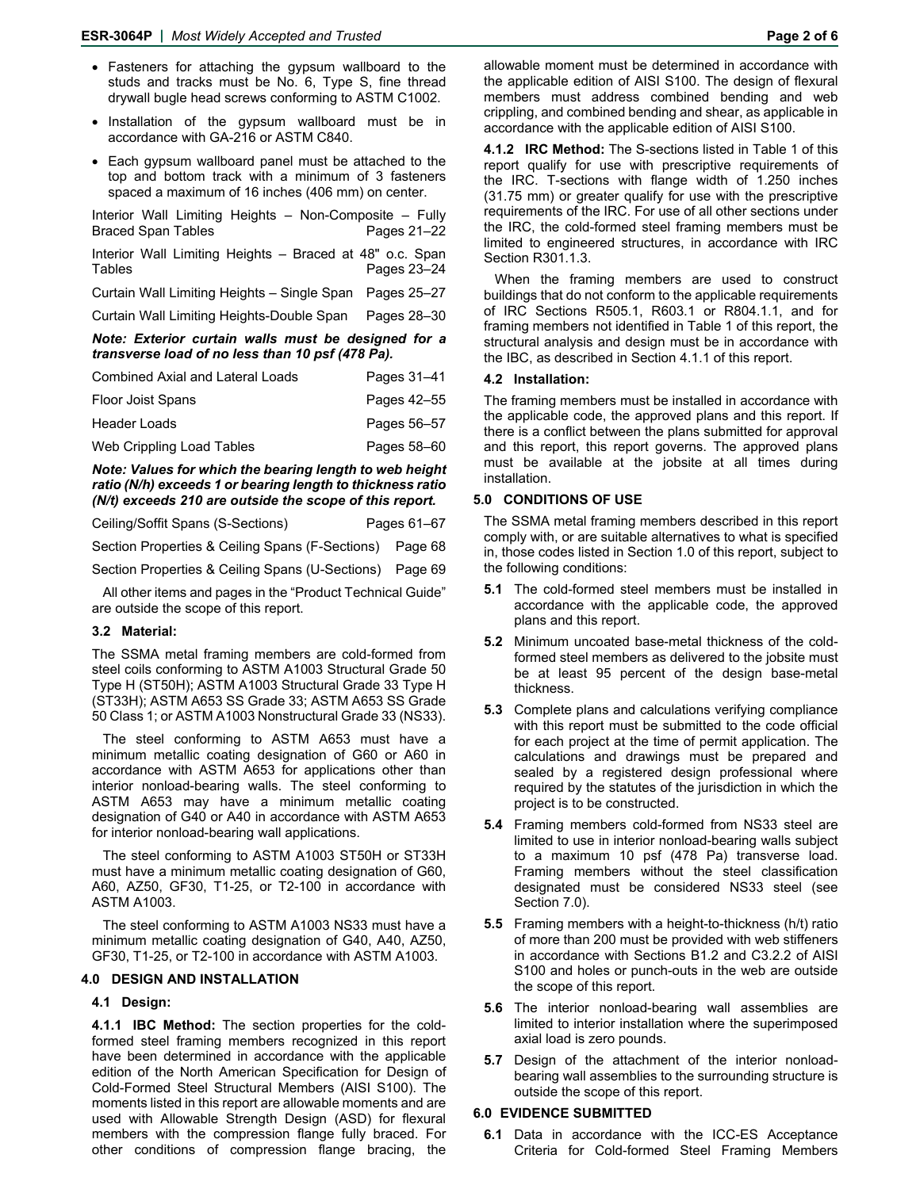- Fasteners for attaching the gypsum wallboard to the studs and tracks must be No. 6, Type S, fine thread drywall bugle head screws conforming to ASTM C1002.
- Installation of the gypsum wallboard must be in accordance with GA-216 or ASTM C840.
- Each gypsum wallboard panel must be attached to the top and bottom track with a minimum of 3 fasteners spaced a maximum of 16 inches (406 mm) on center.

| | |
|---|---|
| Interior Wall Limiting Heights – Non-Composite – Fully Braced Span Tables | Pages 21–22 |
| Interior Wall Limiting Heights – Braced at 48" o.c. Span Tables | Pages 23–24 |
| Curtain Wall Limiting Heights – Single Span | Pages 25–27 |
| Curtain Wall Limiting Heights-Double Span | Pages 28–30 |

***Note: Exterior curtain walls must be designed for a transverse load of no less than 10 psf (478 Pa).***

| | |
|---|---|
| Combined Axial and Lateral Loads | Pages 31–41 |
| Floor Joist Spans | Pages 42–55 |
| Header Loads | Pages 56–57 |
| Web Crippling Load Tables | Pages 58–60 |

***Note: Values for which the bearing length to web height ratio (N/h) exceeds 1 or bearing length to thickness ratio (N/t) exceeds 210 are outside the scope of this report.***

| | |
|---|---|
| Ceiling/Soffit Spans (S-Sections) | Pages 61–67 |
| Section Properties & Ceiling Spans (F-Sections) | Page 68 |
| Section Properties & Ceiling Spans (U-Sections) | Page 69 |

All other items and pages in the "Product Technical Guide" are outside the scope of this report.

### 3.2 Material:

The SSMA metal framing members are cold-formed from steel coils conforming to ASTM A1003 Structural Grade 50 Type H (ST50H); ASTM A1003 Structural Grade 33 Type H (ST33H); ASTM A653 SS Grade 33; ASTM A653 SS Grade 50 Class 1; or ASTM A1003 Nonstructural Grade 33 (NS33).

The steel conforming to ASTM A653 must have a minimum metallic coating designation of G60 or A60 in accordance with ASTM A653 for applications other than interior nonload-bearing walls. The steel conforming to ASTM A653 may have a minimum metallic coating designation of G40 or A40 in accordance with ASTM A653 for interior nonload-bearing wall applications.

The steel conforming to ASTM A1003 ST50H or ST33H must have a minimum metallic coating designation of G60, A60, AZ50, GF30, T1-25, or T2-100 in accordance with ASTM A1003.

The steel conforming to ASTM A1003 NS33 must have a minimum metallic coating designation of G40, A40, AZ50, GF30, T1-25, or T2-100 in accordance with ASTM A1003.

## 4.0 DESIGN AND INSTALLATION

### 4.1 Design:

**4.1.1 IBC Method:** The section properties for the cold-formed steel framing members recognized in this report have been determined in accordance with the applicable edition of the North American Specification for Design of Cold-Formed Steel Structural Members (AISI S100). The moments listed in this report are allowable moments and are used with Allowable Strength Design (ASD) for flexural members with the compression flange fully braced. For other conditions of compression flange bracing, the allowable moment must be determined in accordance with the applicable edition of AISI S100. The design of flexural members must address combined bending and web crippling, and combined bending and shear, as applicable in accordance with the applicable edition of AISI S100.

**4.1.2 IRC Method:** The S-sections listed in Table 1 of this report qualify for use with prescriptive requirements of the IRC. T-sections with flange width of 1.250 inches (31.75 mm) or greater qualify for use with the prescriptive requirements of the IRC. For use of all other sections under the IRC, the cold-formed steel framing members must be limited to engineered structures, in accordance with IRC Section R301.1.3.

When the framing members are used to construct buildings that do not conform to the applicable requirements of IRC Sections R505.1, R603.1 or R804.1.1, and for framing members not identified in Table 1 of this report, the structural analysis and design must be in accordance with the IBC, as described in Section 4.1.1 of this report.

### 4.2 Installation:

The framing members must be installed in accordance with the applicable code, the approved plans and this report. If there is a conflict between the plans submitted for approval and this report, this report governs. The approved plans must be available at the jobsite at all times during installation.

## 5.0 CONDITIONS OF USE

The SSMA metal framing members described in this report comply with, or are suitable alternatives to what is specified in, those codes listed in Section 1.0 of this report, subject to the following conditions:

**5.1** The cold-formed steel members must be installed in accordance with the applicable code, the approved plans and this report.

**5.2** Minimum uncoated base-metal thickness of the cold-formed steel members as delivered to the jobsite must be at least 95 percent of the design base-metal thickness.

**5.3** Complete plans and calculations verifying compliance with this report must be submitted to the code official for each project at the time of permit application. The calculations and drawings must be prepared and sealed by a registered design professional where required by the statutes of the jurisdiction in which the project is to be constructed.

**5.4** Framing members cold-formed from NS33 steel are limited to use in interior nonload-bearing walls subject to a maximum 10 psf (478 Pa) transverse load. Framing members without the steel classification designated must be considered NS33 steel (see Section 7.0).

**5.5** Framing members with a height-to-thickness (h/t) ratio of more than 200 must be provided with web stiffeners in accordance with Sections B1.2 and C3.2.2 of AISI S100 and holes or punch-outs in the web are outside the scope of this report.

**5.6** The interior nonload-bearing wall assemblies are limited to interior installation where the superimposed axial load is zero pounds.

**5.7** Design of the attachment of the interior nonload-bearing wall assemblies to the surrounding structure is outside the scope of this report.

## 6.0 EVIDENCE SUBMITTED

**6.1** Data in accordance with the ICC-ES Acceptance Criteria for Cold-formed Steel Framing Members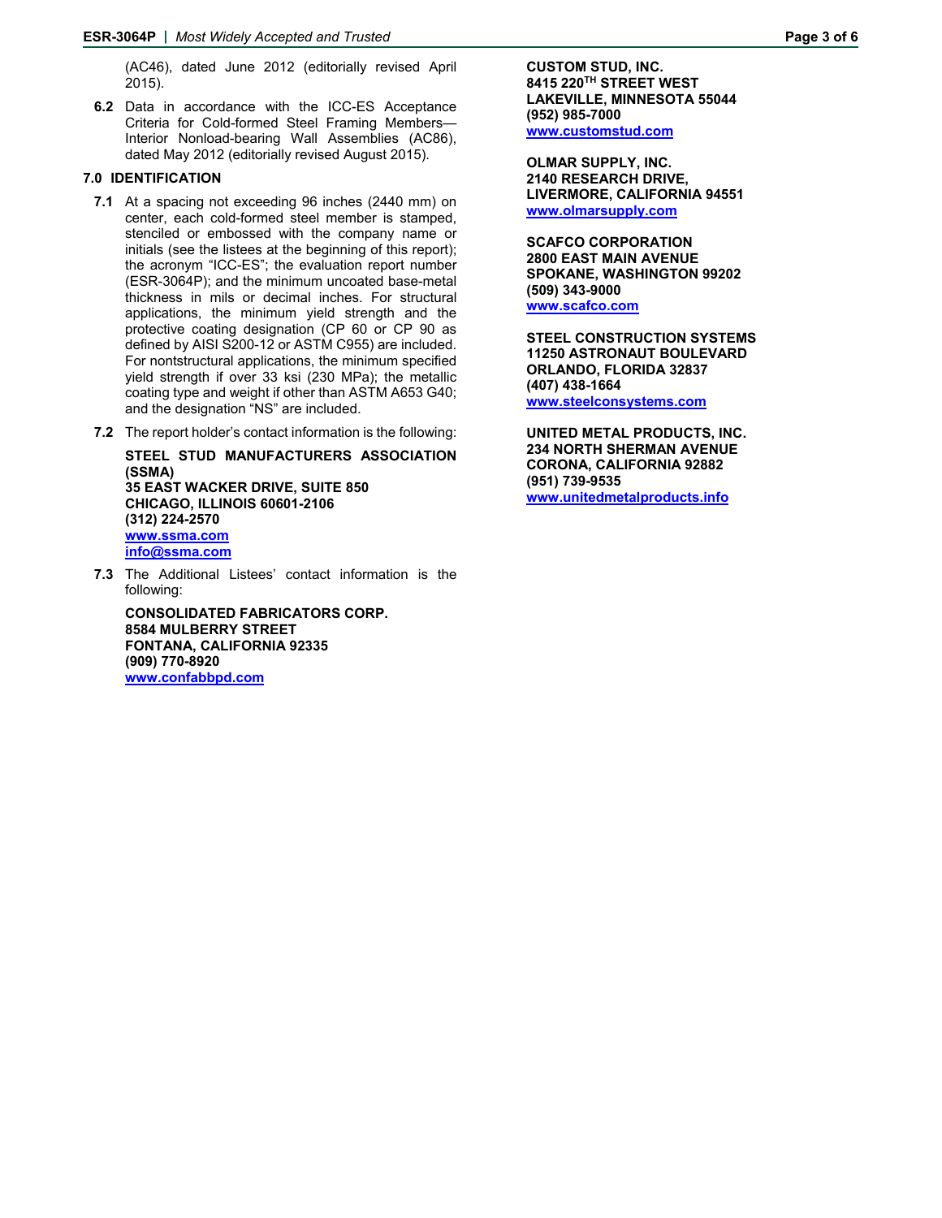(AC46), dated June 2012 (editorially revised April 2015).

**6.2** Data in accordance with the ICC-ES Acceptance Criteria for Cold-formed Steel Framing Members—Interior Nonload-bearing Wall Assemblies (AC86), dated May 2012 (editorially revised August 2015).

## 7.0 IDENTIFICATION

**7.1** At a spacing not exceeding 96 inches (2440 mm) on center, each cold-formed steel member is stamped, stenciled or embossed with the company name or initials (see the listees at the beginning of this report); the acronym "ICC-ES"; the evaluation report number (ESR-3064P); and the minimum uncoated base-metal thickness in mils or decimal inches. For structural applications, the minimum yield strength and the protective coating designation (CP 60 or CP 90 as defined by AISI S200-12 or ASTM C955) are included. For nontstructural applications, the minimum specified yield strength if over 33 ksi (230 MPa); the metallic coating type and weight if other than ASTM A653 G40; and the designation "NS" are included.

**7.2** The report holder's contact information is the following:

**STEEL STUD MANUFACTURERS ASSOCIATION (SSMA)**
**35 EAST WACKER DRIVE, SUITE 850**
**CHICAGO, ILLINOIS 60601-2106**
**(312) 224-2570**
**www.ssma.com**
**info@ssma.com**

**7.3** The Additional Listees' contact information is the following:

**CONSOLIDATED FABRICATORS CORP.**
**8584 MULBERRY STREET**
**FONTANA, CALIFORNIA 92335**
**(909) 770-8920**
**www.confabbpd.com**

**CUSTOM STUD, INC.**
**8415 220TH STREET WEST**
**LAKEVILLE, MINNESOTA 55044**
**(952) 985-7000**
**www.customstud.com**

**OLMAR SUPPLY, INC.**
**2140 RESEARCH DRIVE,**
**LIVERMORE, CALIFORNIA 94551**
**www.olmarsupply.com**

**SCAFCO CORPORATION**
**2800 EAST MAIN AVENUE**
**SPOKANE, WASHINGTON 99202**
**(509) 343-9000**
**www.scafco.com**

**STEEL CONSTRUCTION SYSTEMS**
**11250 ASTRONAUT BOULEVARD**
**ORLANDO, FLORIDA 32837**
**(407) 438-1664**
**www.steelconsystems.com**

**UNITED METAL PRODUCTS, INC.**
**234 NORTH SHERMAN AVENUE**
**CORONA, CALIFORNIA 92882**
**(951) 739-9535**
**www.unitedmetalproducts.info**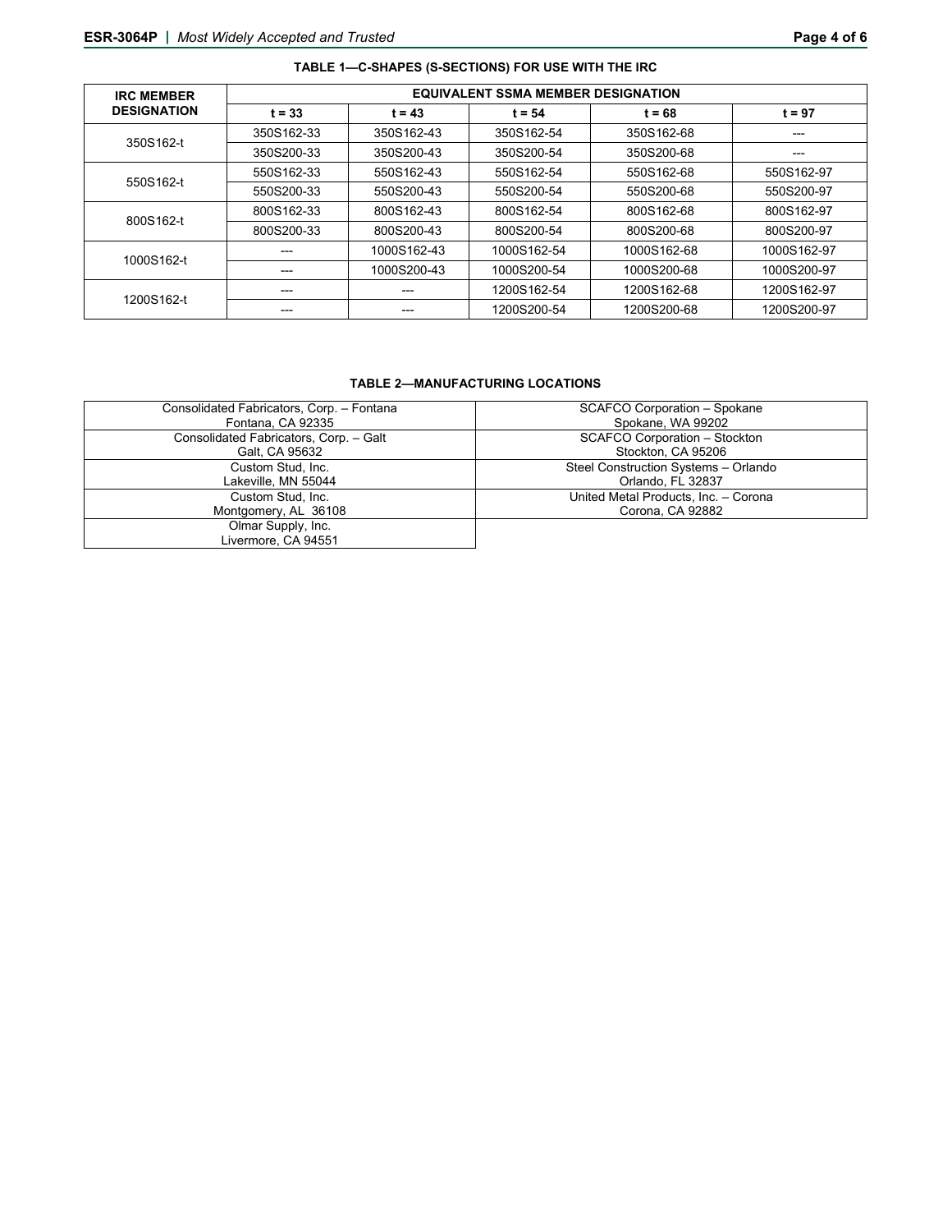**TABLE 1—C-SHAPES (S-SECTIONS) FOR USE WITH THE IRC**

| IRC MEMBER DESIGNATION | EQUIVALENT SSMA MEMBER DESIGNATION | | | | |
|---|---|---|---|---|---|
| | t = 33 | t = 43 | t = 54 | t = 68 | t = 97 |
| 350S162-t | 350S162-33 | 350S162-43 | 350S162-54 | 350S162-68 | --- |
| | 350S200-33 | 350S200-43 | 350S200-54 | 350S200-68 | --- |
| 550S162-t | 550S162-33 | 550S162-43 | 550S162-54 | 550S162-68 | 550S162-97 |
| | 550S200-33 | 550S200-43 | 550S200-54 | 550S200-68 | 550S200-97 |
| 800S162-t | 800S162-33 | 800S162-43 | 800S162-54 | 800S162-68 | 800S162-97 |
| | 800S200-33 | 800S200-43 | 800S200-54 | 800S200-68 | 800S200-97 |
| 1000S162-t | --- | 1000S162-43 | 1000S162-54 | 1000S162-68 | 1000S162-97 |
| | --- | 1000S200-43 | 1000S200-54 | 1000S200-68 | 1000S200-97 |
| 1200S162-t | --- | --- | 1200S162-54 | 1200S162-68 | 1200S162-97 |
| | --- | --- | 1200S200-54 | 1200S200-68 | 1200S200-97 |

**TABLE 2—MANUFACTURING LOCATIONS**

| | |
|---|---|
| Consolidated Fabricators, Corp. – Fontana<br>Fontana, CA 92335 | SCAFCO Corporation – Spokane<br>Spokane, WA 99202 |
| Consolidated Fabricators, Corp. – Galt<br>Galt, CA 95632 | SCAFCO Corporation – Stockton<br>Stockton, CA 95206 |
| Custom Stud, Inc.<br>Lakeville, MN 55044 | Steel Construction Systems – Orlando<br>Orlando, FL 32837 |
| Custom Stud, Inc.<br>Montgomery, AL 36108 | United Metal Products, Inc. – Corona<br>Corona, CA 92882 |
| Olmar Supply, Inc.<br>Livermore, CA 94551 | |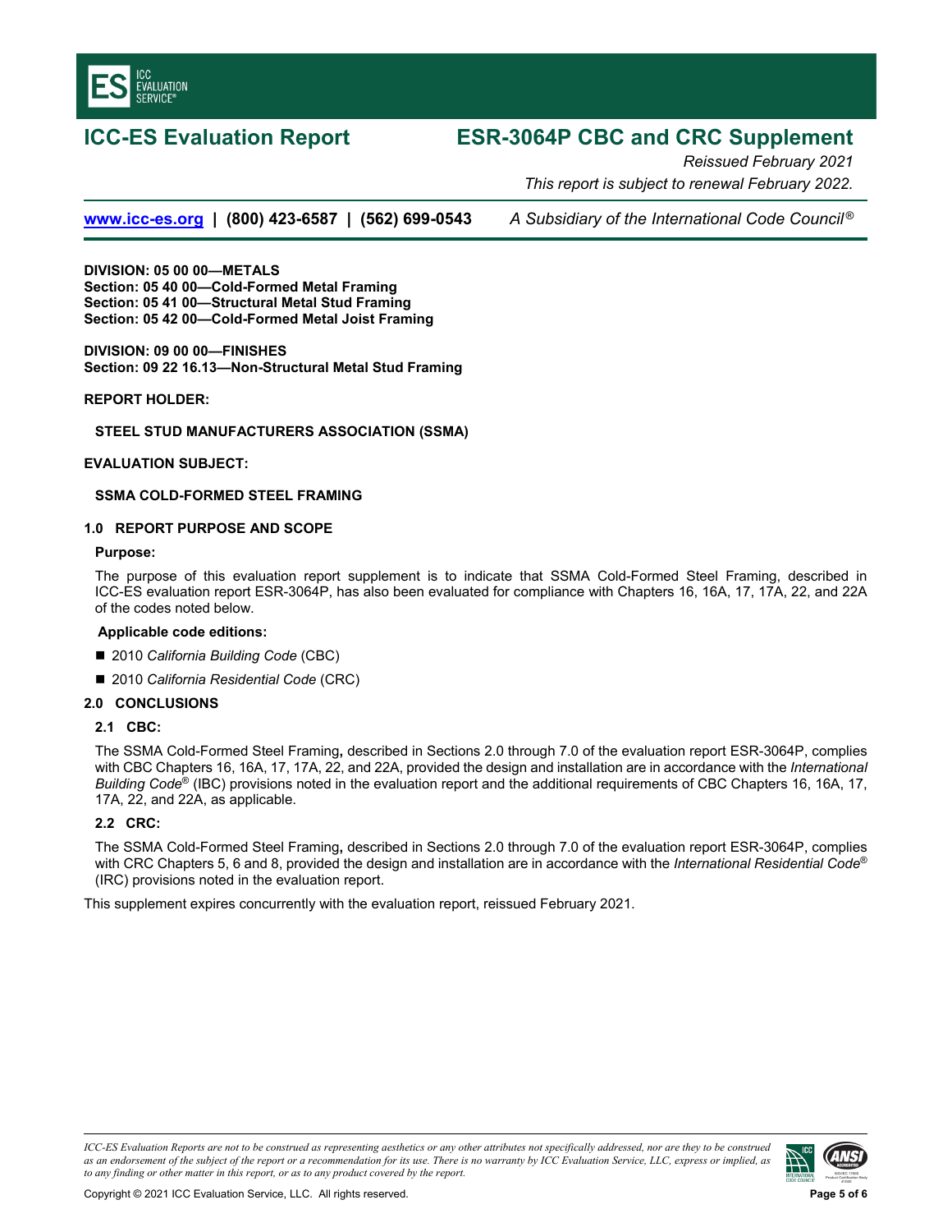# ICC-ES Evaluation Report

# ESR-3064P CBC and CRC Supplement

*Reissued February 2021*

*This report is subject to renewal February 2022.*

www.icc-es.org | (800) 423-6587 | (562) 699-0543 *A Subsidiary of the International Code Council®*

**DIVISION: 05 00 00—METALS**
**Section: 05 40 00—Cold-Formed Metal Framing**
**Section: 05 41 00—Structural Metal Stud Framing**
**Section: 05 42 00—Cold-Formed Metal Joist Framing**

**DIVISION: 09 00 00—FINISHES**
**Section: 09 22 16.13—Non-Structural Metal Stud Framing**

**REPORT HOLDER:**

**STEEL STUD MANUFACTURERS ASSOCIATION (SSMA)**

**EVALUATION SUBJECT:**

**SSMA COLD-FORMED STEEL FRAMING**

## 1.0 REPORT PURPOSE AND SCOPE

**Purpose:**

The purpose of this evaluation report supplement is to indicate that SSMA Cold-Formed Steel Framing, described in ICC-ES evaluation report ESR-3064P, has also been evaluated for compliance with Chapters 16, 16A, 17, 17A, 22, and 22A of the codes noted below.

**Applicable code editions:**

- 2010 *California Building Code* (CBC)
- 2010 *California Residential Code* (CRC)

## 2.0 CONCLUSIONS

### 2.1 CBC:

The SSMA Cold-Formed Steel Framing**,** described in Sections 2.0 through 7.0 of the evaluation report ESR-3064P, complies with CBC Chapters 16, 16A, 17, 17A, 22, and 22A, provided the design and installation are in accordance with the *International Building Code®* (IBC) provisions noted in the evaluation report and the additional requirements of CBC Chapters 16, 16A, 17, 17A, 22, and 22A, as applicable.

### 2.2 CRC:

The SSMA Cold-Formed Steel Framing**,** described in Sections 2.0 through 7.0 of the evaluation report ESR-3064P, complies with CRC Chapters 5, 6 and 8, provided the design and installation are in accordance with the *International Residential Code®* (IRC) provisions noted in the evaluation report.

This supplement expires concurrently with the evaluation report, reissued February 2021.

*ICC-ES Evaluation Reports are not to be construed as representing aesthetics or any other attributes not specifically addressed, nor are they to be construed as an endorsement of the subject of the report or a recommendation for its use. There is no warranty by ICC Evaluation Service, LLC, express or implied, as to any finding or other matter in this report, or as to any product covered by the report.*

Copyright © 2021 ICC Evaluation Service, LLC. All rights reserved.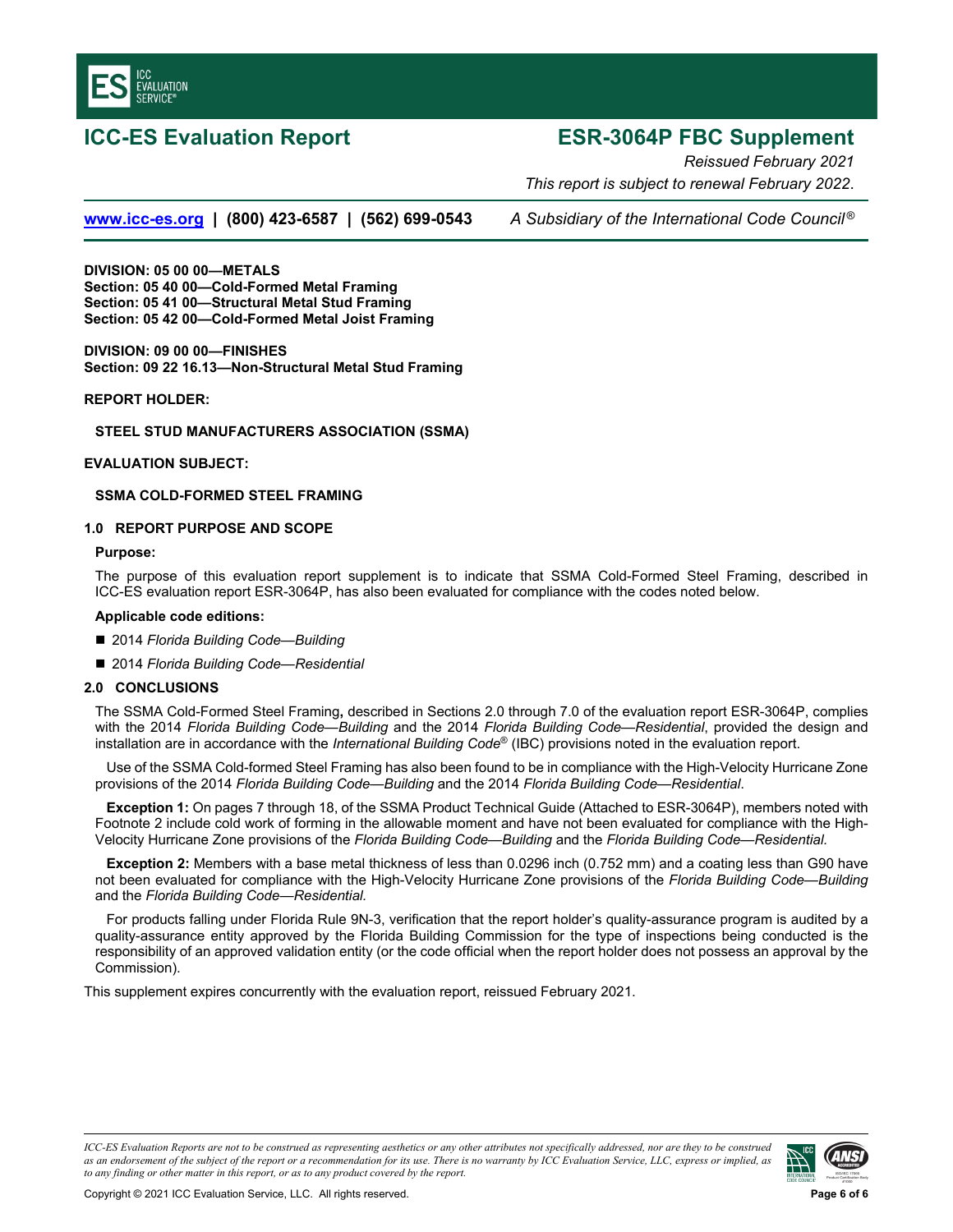# ICC-ES Evaluation Report

# ESR-3064P FBC Supplement

*Reissued February 2021*

*This report is subject to renewal February 2022.*

**www.icc-es.org | (800) 423-6587 | (562) 699-0543** *A Subsidiary of the International Code Council®*

**DIVISION: 05 00 00—METALS**
**Section: 05 40 00—Cold-Formed Metal Framing**
**Section: 05 41 00—Structural Metal Stud Framing**
**Section: 05 42 00—Cold-Formed Metal Joist Framing**

**DIVISION: 09 00 00—FINISHES**
**Section: 09 22 16.13—Non-Structural Metal Stud Framing**

**REPORT HOLDER:**

**STEEL STUD MANUFACTURERS ASSOCIATION (SSMA)**

**EVALUATION SUBJECT:**

**SSMA COLD-FORMED STEEL FRAMING**

## 1.0 REPORT PURPOSE AND SCOPE

**Purpose:**

The purpose of this evaluation report supplement is to indicate that SSMA Cold-Formed Steel Framing, described in ICC-ES evaluation report ESR-3064P, has also been evaluated for compliance with the codes noted below.

**Applicable code editions:**

- 2014 *Florida Building Code—Building*
- 2014 *Florida Building Code—Residential*

## 2.0 CONCLUSIONS

The SSMA Cold-Formed Steel Framing**,** described in Sections 2.0 through 7.0 of the evaluation report ESR-3064P, complies with the 2014 *Florida Building Code—Building* and the 2014 *Florida Building Code—Residential*, provided the design and installation are in accordance with the *International Building Code®* (IBC) provisions noted in the evaluation report.

Use of the SSMA Cold-formed Steel Framing has also been found to be in compliance with the High-Velocity Hurricane Zone provisions of the 2014 *Florida Building Code—Building* and the 2014 *Florida Building Code—Residential*.

**Exception 1:** On pages 7 through 18, of the SSMA Product Technical Guide (Attached to ESR-3064P), members noted with Footnote 2 include cold work of forming in the allowable moment and have not been evaluated for compliance with the High-Velocity Hurricane Zone provisions of the *Florida Building Code—Building* and the *Florida Building Code—Residential.*

**Exception 2:** Members with a base metal thickness of less than 0.0296 inch (0.752 mm) and a coating less than G90 have not been evaluated for compliance with the High-Velocity Hurricane Zone provisions of the *Florida Building Code—Building* and the *Florida Building Code—Residential.*

For products falling under Florida Rule 9N-3, verification that the report holder's quality-assurance program is audited by a quality-assurance entity approved by the Florida Building Commission for the type of inspections being conducted is the responsibility of an approved validation entity (or the code official when the report holder does not possess an approval by the Commission).

This supplement expires concurrently with the evaluation report, reissued February 2021.

*ICC-ES Evaluation Reports are not to be construed as representing aesthetics or any other attributes not specifically addressed, nor are they to be construed as an endorsement of the subject of the report or a recommendation for its use. There is no warranty by ICC Evaluation Service, LLC, express or implied, as to any finding or other matter in this report, or as to any product covered by the report.*

Copyright © 2021 ICC Evaluation Service, LLC. All rights reserved.